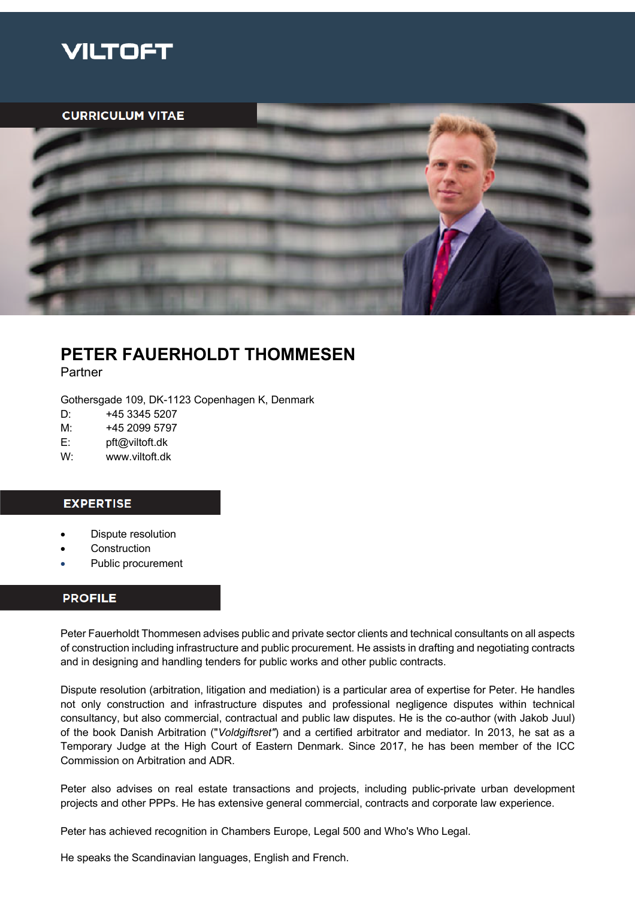VILTOFT

CURRICULUM VITAE

# PETER FAUERHOLDT THOMMESEN

Partner

Gothersgade 109, DK-1123 Copenhagen K, Denmark
D: +45 3345 5207
M: +45 2099 5797
E: pft@viltoft.dk
W: www.viltoft.dk

## EXPERTISE

- Dispute resolution
- Construction
- Public procurement

## PROFILE

Peter Fauerholdt Thommesen advises public and private sector clients and technical consultants on all aspects of construction including infrastructure and public procurement. He assists in drafting and negotiating contracts and in designing and handling tenders for public works and other public contracts.

Dispute resolution (arbitration, litigation and mediation) is a particular area of expertise for Peter. He handles not only construction and infrastructure disputes and professional negligence disputes within technical consultancy, but also commercial, contractual and public law disputes. He is the co-author (with Jakob Juul) of the book Danish Arbitration ("*Voldgiftsret"*) and a certified arbitrator and mediator. In 2013, he sat as a Temporary Judge at the High Court of Eastern Denmark. Since 2017, he has been member of the ICC Commission on Arbitration and ADR.

Peter also advises on real estate transactions and projects, including public-private urban development projects and other PPPs. He has extensive general commercial, contracts and corporate law experience.

Peter has achieved recognition in Chambers Europe, Legal 500 and Who's Who Legal.

He speaks the Scandinavian languages, English and French.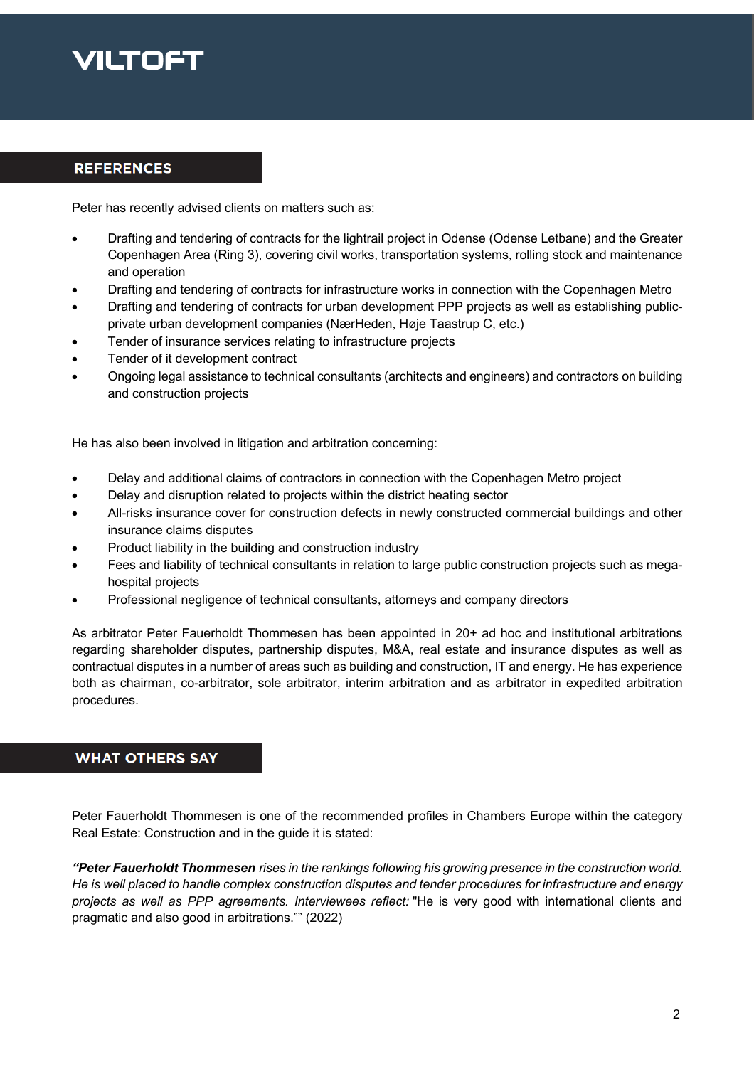## REFERENCES

Peter has recently advised clients on matters such as:

- Drafting and tendering of contracts for the lightrail project in Odense (Odense Letbane) and the Greater Copenhagen Area (Ring 3), covering civil works, transportation systems, rolling stock and maintenance and operation
- Drafting and tendering of contracts for infrastructure works in connection with the Copenhagen Metro
- Drafting and tendering of contracts for urban development PPP projects as well as establishing public-private urban development companies (NærHeden, Høje Taastrup C, etc.)
- Tender of insurance services relating to infrastructure projects
- Tender of it development contract
- Ongoing legal assistance to technical consultants (architects and engineers) and contractors on building and construction projects

He has also been involved in litigation and arbitration concerning:

- Delay and additional claims of contractors in connection with the Copenhagen Metro project
- Delay and disruption related to projects within the district heating sector
- All-risks insurance cover for construction defects in newly constructed commercial buildings and other insurance claims disputes
- Product liability in the building and construction industry
- Fees and liability of technical consultants in relation to large public construction projects such as mega-hospital projects
- Professional negligence of technical consultants, attorneys and company directors

As arbitrator Peter Fauerholdt Thommesen has been appointed in 20+ ad hoc and institutional arbitrations regarding shareholder disputes, partnership disputes, M&A, real estate and insurance disputes as well as contractual disputes in a number of areas such as building and construction, IT and energy. He has experience both as chairman, co-arbitrator, sole arbitrator, interim arbitration and as arbitrator in expedited arbitration procedures.

## WHAT OTHERS SAY

Peter Fauerholdt Thommesen is one of the recommended profiles in Chambers Europe within the category Real Estate: Construction and in the guide it is stated:

***"Peter Fauerholdt Thommesen*** *rises in the rankings following his growing presence in the construction world. He is well placed to handle complex construction disputes and tender procedures for infrastructure and energy projects as well as PPP agreements. Interviewees reflect:* "He is very good with international clients and pragmatic and also good in arbitrations."" (2022)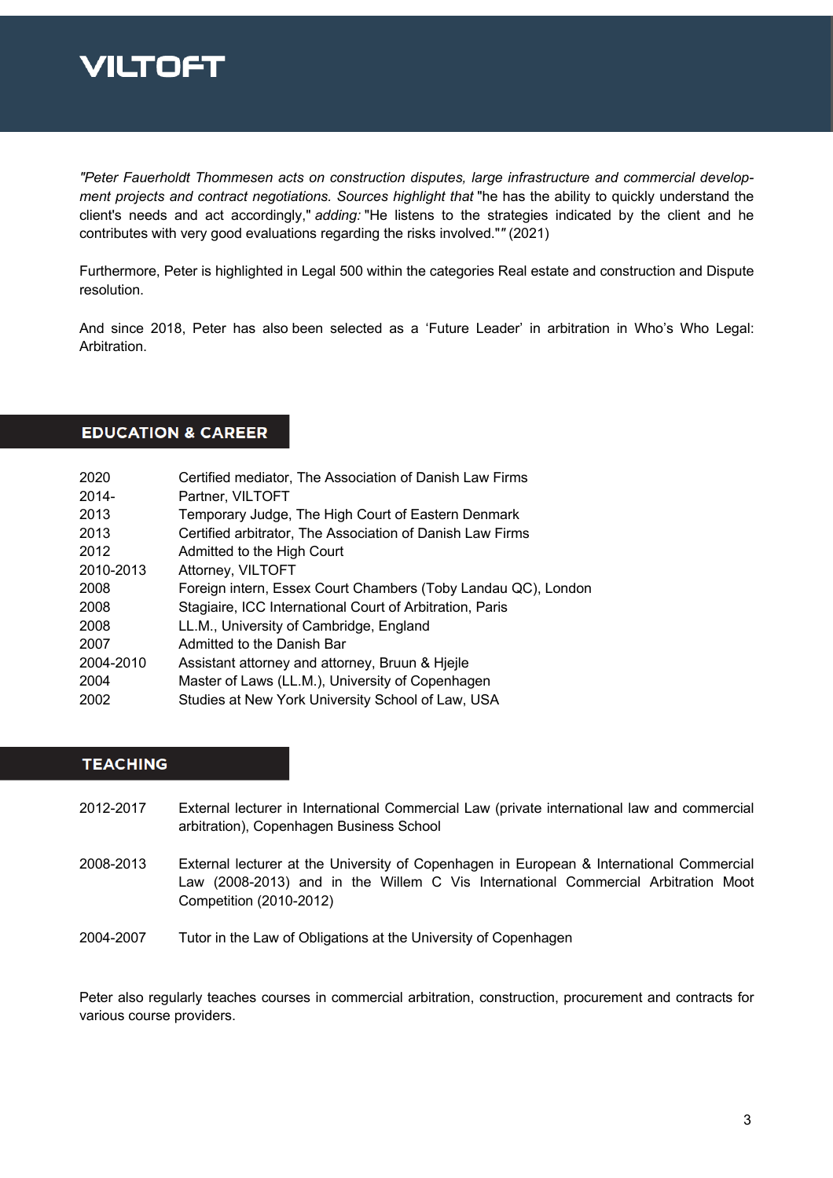*"Peter Fauerholdt Thommesen acts on construction disputes, large infrastructure and commercial development projects and contract negotiations. Sources highlight that* "he has the ability to quickly understand the client's needs and act accordingly," *adding:* "He listens to the strategies indicated by the client and he contributes with very good evaluations regarding the risks involved."*"* (2021)

Furthermore, Peter is highlighted in Legal 500 within the categories Real estate and construction and Dispute resolution.

And since 2018, Peter has also been selected as a 'Future Leader' in arbitration in Who's Who Legal: Arbitration.

## EDUCATION & CAREER

| | |
|---|---|
| 2020 | Certified mediator, The Association of Danish Law Firms |
| 2014- | Partner, VILTOFT |
| 2013 | Temporary Judge, The High Court of Eastern Denmark |
| 2013 | Certified arbitrator, The Association of Danish Law Firms |
| 2012 | Admitted to the High Court |
| 2010-2013 | Attorney, VILTOFT |
| 2008 | Foreign intern, Essex Court Chambers (Toby Landau QC), London |
| 2008 | Stagiaire, ICC International Court of Arbitration, Paris |
| 2008 | LL.M., University of Cambridge, England |
| 2007 | Admitted to the Danish Bar |
| 2004-2010 | Assistant attorney and attorney, Bruun & Hjejle |
| 2004 | Master of Laws (LL.M.), University of Copenhagen |
| 2002 | Studies at New York University School of Law, USA |

## TEACHING

| | |
|---|---|
| 2012-2017 | External lecturer in International Commercial Law (private international law and commercial arbitration), Copenhagen Business School |
| 2008-2013 | External lecturer at the University of Copenhagen in European & International Commercial Law (2008-2013) and in the Willem C Vis International Commercial Arbitration Moot Competition (2010-2012) |
| 2004-2007 | Tutor in the Law of Obligations at the University of Copenhagen |

Peter also regularly teaches courses in commercial arbitration, construction, procurement and contracts for various course providers.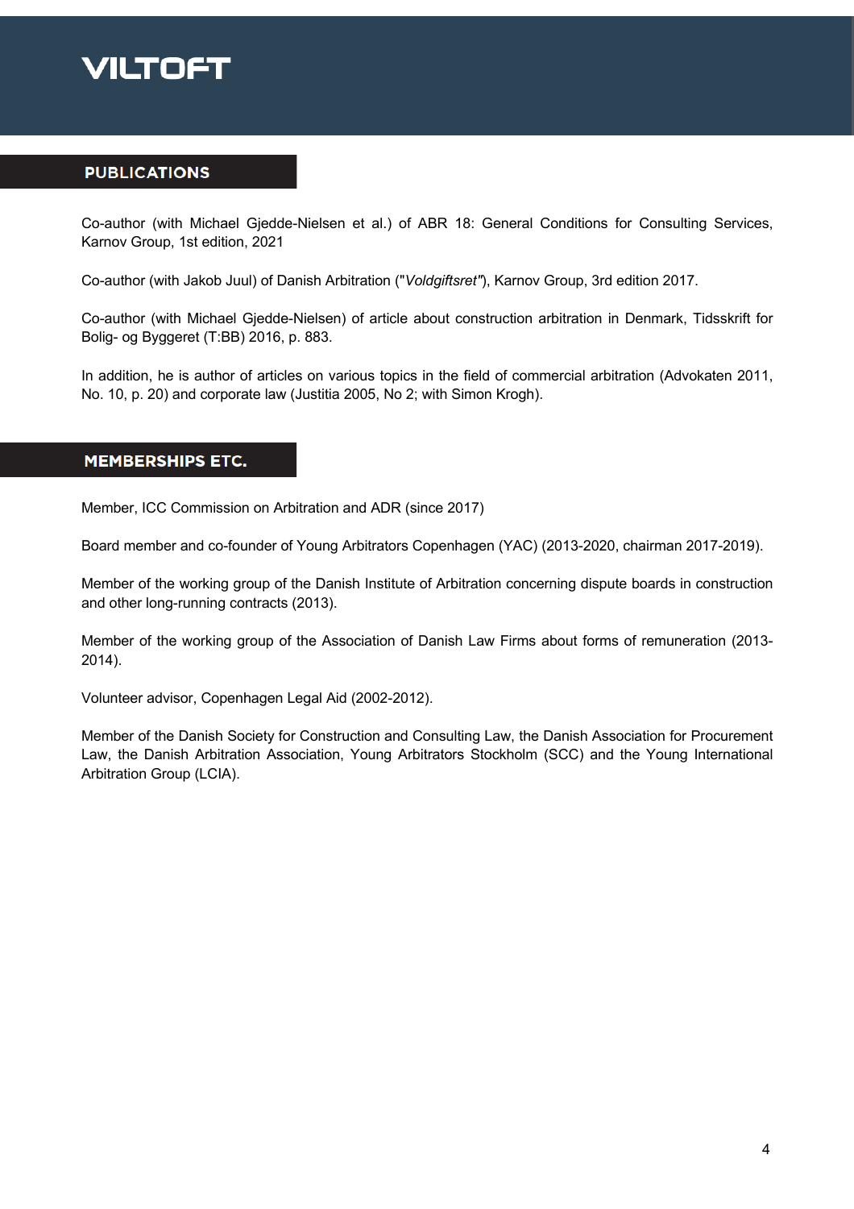## PUBLICATIONS

Co-author (with Michael Gjedde-Nielsen et al.) of ABR 18: General Conditions for Consulting Services, Karnov Group, 1st edition, 2021

Co-author (with Jakob Juul) of Danish Arbitration ("*Voldgiftsret"*), Karnov Group, 3rd edition 2017.

Co-author (with Michael Gjedde-Nielsen) of article about construction arbitration in Denmark, Tidsskrift for Bolig- og Byggeret (T:BB) 2016, p. 883.

In addition, he is author of articles on various topics in the field of commercial arbitration (Advokaten 2011, No. 10, p. 20) and corporate law (Justitia 2005, No 2; with Simon Krogh).

## MEMBERSHIPS ETC.

Member, ICC Commission on Arbitration and ADR (since 2017)

Board member and co-founder of Young Arbitrators Copenhagen (YAC) (2013-2020, chairman 2017-2019).

Member of the working group of the Danish Institute of Arbitration concerning dispute boards in construction and other long-running contracts (2013).

Member of the working group of the Association of Danish Law Firms about forms of remuneration (2013-2014).

Volunteer advisor, Copenhagen Legal Aid (2002-2012).

Member of the Danish Society for Construction and Consulting Law, the Danish Association for Procurement Law, the Danish Arbitration Association, Young Arbitrators Stockholm (SCC) and the Young International Arbitration Group (LCIA).